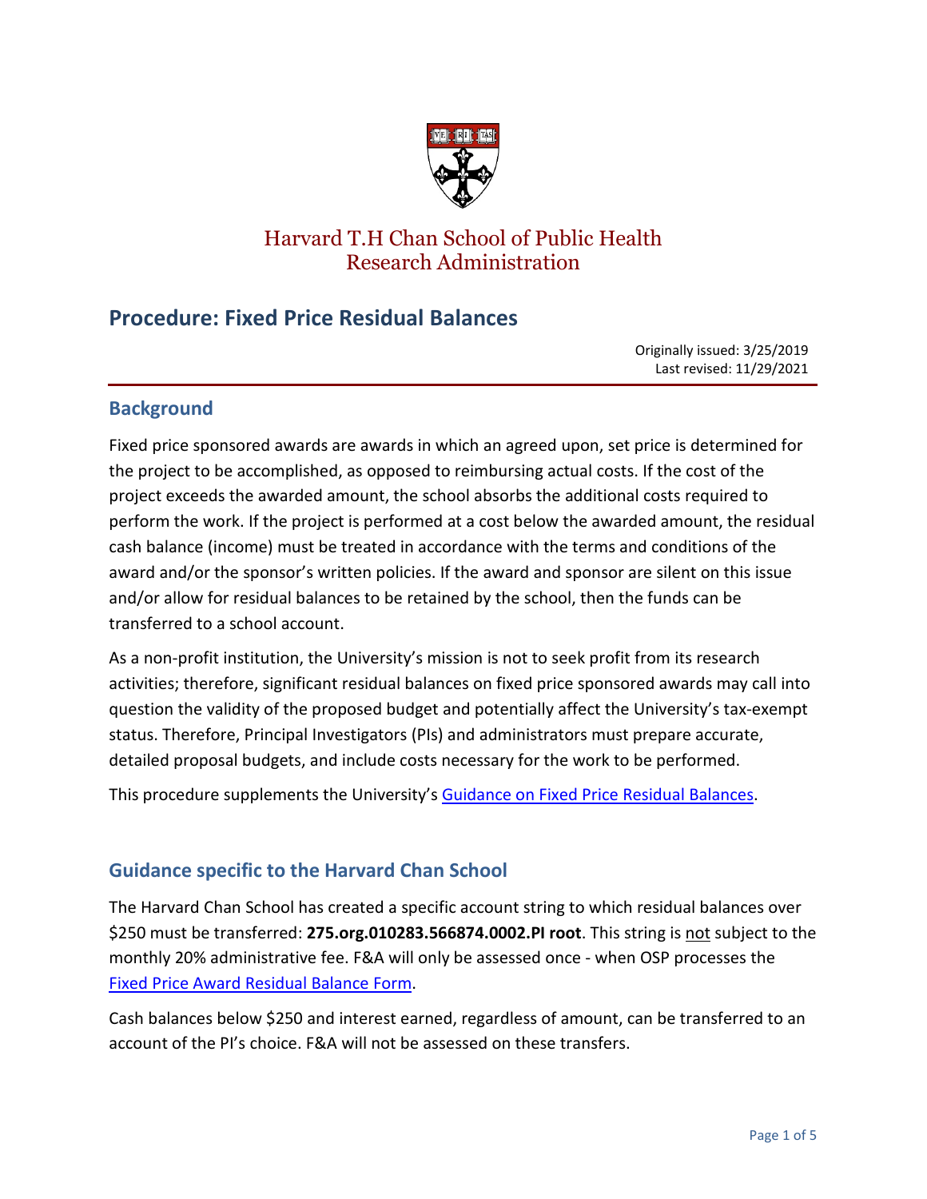Harvard T.H Chan School of Public Health
Research Administration

# Procedure: Fixed Price Residual Balances

Originally issued: 3/25/2019
Last revised: 11/29/2021

## Background

Fixed price sponsored awards are awards in which an agreed upon, set price is determined for the project to be accomplished, as opposed to reimbursing actual costs. If the cost of the project exceeds the awarded amount, the school absorbs the additional costs required to perform the work. If the project is performed at a cost below the awarded amount, the residual cash balance (income) must be treated in accordance with the terms and conditions of the award and/or the sponsor's written policies. If the award and sponsor are silent on this issue and/or allow for residual balances to be retained by the school, then the funds can be transferred to a school account.

As a non-profit institution, the University's mission is not to seek profit from its research activities; therefore, significant residual balances on fixed price sponsored awards may call into question the validity of the proposed budget and potentially affect the University's tax-exempt status. Therefore, Principal Investigators (PIs) and administrators must prepare accurate, detailed proposal budgets, and include costs necessary for the work to be performed.

This procedure supplements the University's Guidance on Fixed Price Residual Balances.

## Guidance specific to the Harvard Chan School

The Harvard Chan School has created a specific account string to which residual balances over $250 must be transferred: **275.org.010283.566874.0002.PI root**. This string is not subject to the monthly 20% administrative fee. F&A will only be assessed once - when OSP processes the Fixed Price Award Residual Balance Form.

Cash balances below $250 and interest earned, regardless of amount, can be transferred to an account of the PI's choice. F&A will not be assessed on these transfers.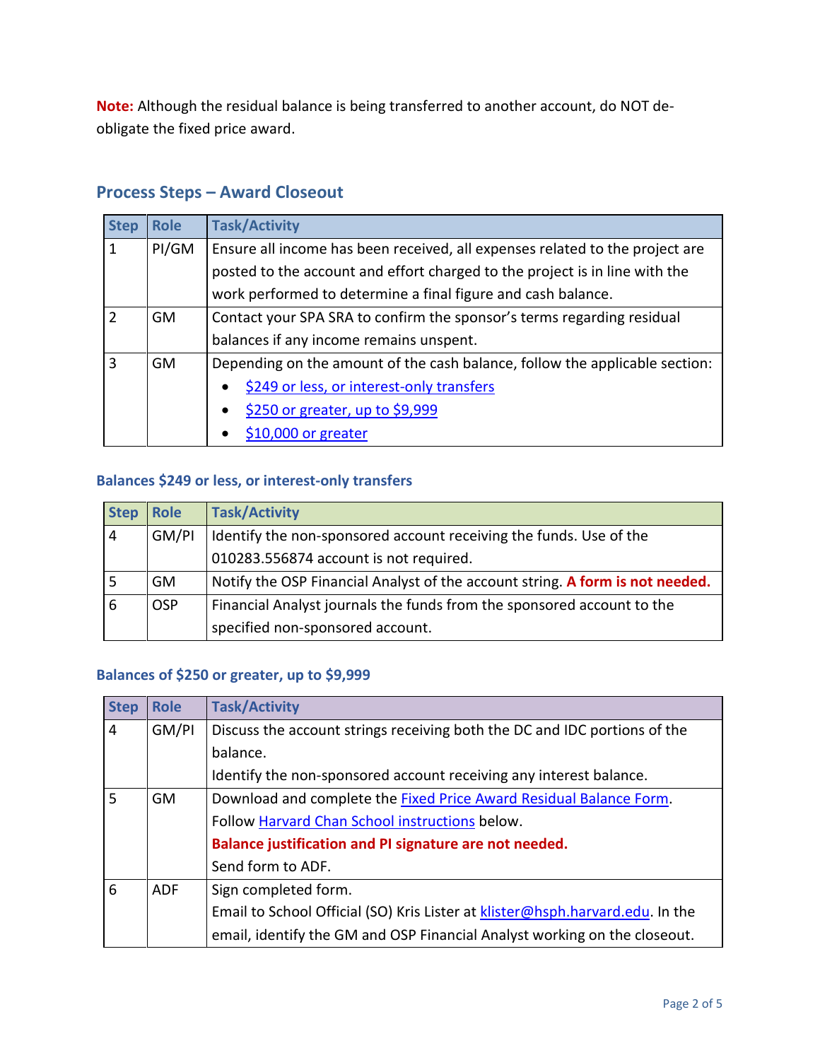**Note:** Although the residual balance is being transferred to another account, do NOT de-obligate the fixed price award.

## Process Steps – Award Closeout

| Step | Role | Task/Activity |
|---|---|---|
| 1 | PI/GM | Ensure all income has been received, all expenses related to the project are posted to the account and effort charged to the project is in line with the work performed to determine a final figure and cash balance. |
| 2 | GM | Contact your SPA SRA to confirm the sponsor's terms regarding residual balances if any income remains unspent. |
| 3 | GM | Depending on the amount of the cash balance, follow the applicable section:<br>• [$249 or less, or interest-only transfers]()<br>• [$250 or greater, up to $9,999]()<br>• [$10,000 or greater]() |

### Balances $249 or less, or interest-only transfers

| Step | Role | Task/Activity |
|---|---|---|
| 4 | GM/PI | Identify the non-sponsored account receiving the funds. Use of the 010283.556874 account is not required. |
| 5 | GM | Notify the OSP Financial Analyst of the account string. **A form is not needed.** |
| 6 | OSP | Financial Analyst journals the funds from the sponsored account to the specified non-sponsored account. |

### Balances of $250 or greater, up to $9,999

| Step | Role | Task/Activity |
|---|---|---|
| 4 | GM/PI | Discuss the account strings receiving both the DC and IDC portions of the balance.<br>Identify the non-sponsored account receiving any interest balance. |
| 5 | GM | Download and complete the [Fixed Price Award Residual Balance Form]().<br>Follow [Harvard Chan School instructions]() below.<br>**Balance justification and PI signature are not needed.**<br>Send form to ADF. |
| 6 | ADF | Sign completed form.<br>Email to School Official (SO) Kris Lister at [klister@hsph.harvard.edu](mailto:klister@hsph.harvard.edu). In the email, identify the GM and OSP Financial Analyst working on the closeout. |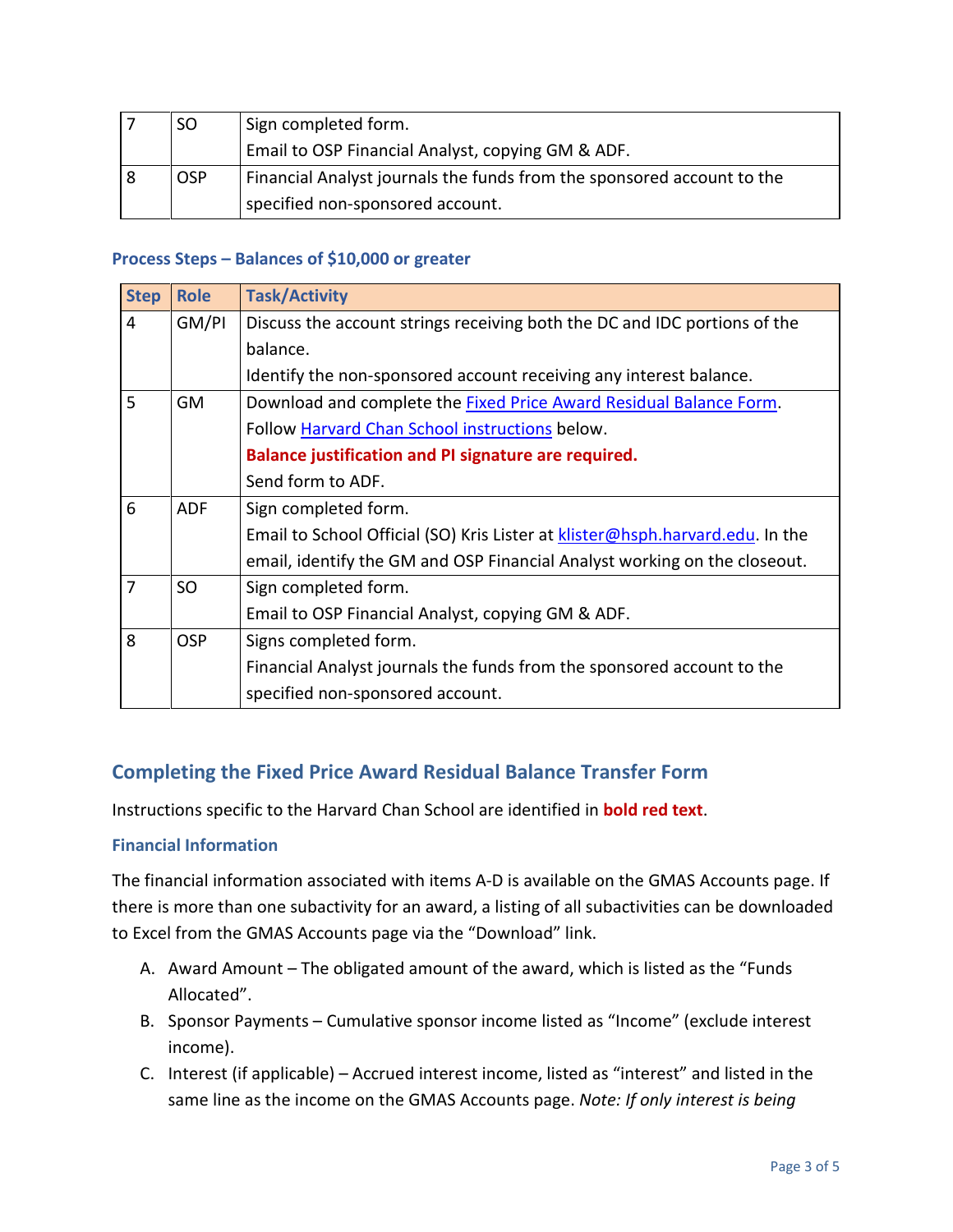| | | |
|---|---|---|
| 7 | SO | Sign completed form.<br>Email to OSP Financial Analyst, copying GM & ADF. |
| 8 | OSP | Financial Analyst journals the funds from the sponsored account to the specified non-sponsored account. |

### Process Steps – Balances of $10,000 or greater

| Step | Role | Task/Activity |
|---|---|---|
| 4 | GM/PI | Discuss the account strings receiving both the DC and IDC portions of the balance.<br>Identify the non-sponsored account receiving any interest balance. |
| 5 | GM | Download and complete the [Fixed Price Award Residual Balance Form](). Follow [Harvard Chan School instructions]() below.<br>**Balance justification and PI signature are required.**<br>Send form to ADF. |
| 6 | ADF | Sign completed form.<br>Email to School Official (SO) Kris Lister at [klister@hsph.harvard.edu](mailto:klister@hsph.harvard.edu). In the email, identify the GM and OSP Financial Analyst working on the closeout. |
| 7 | SO | Sign completed form.<br>Email to OSP Financial Analyst, copying GM & ADF. |
| 8 | OSP | Signs completed form.<br>Financial Analyst journals the funds from the sponsored account to the specified non-sponsored account. |

## Completing the Fixed Price Award Residual Balance Transfer Form

Instructions specific to the Harvard Chan School are identified in **bold red text**.

### Financial Information

The financial information associated with items A-D is available on the GMAS Accounts page. If there is more than one subactivity for an award, a listing of all subactivities can be downloaded to Excel from the GMAS Accounts page via the "Download" link.

A. Award Amount – The obligated amount of the award, which is listed as the "Funds Allocated".
B. Sponsor Payments – Cumulative sponsor income listed as "Income" (exclude interest income).
C. Interest (if applicable) – Accrued interest income, listed as "interest" and listed in the same line as the income on the GMAS Accounts page. *Note: If only interest is being*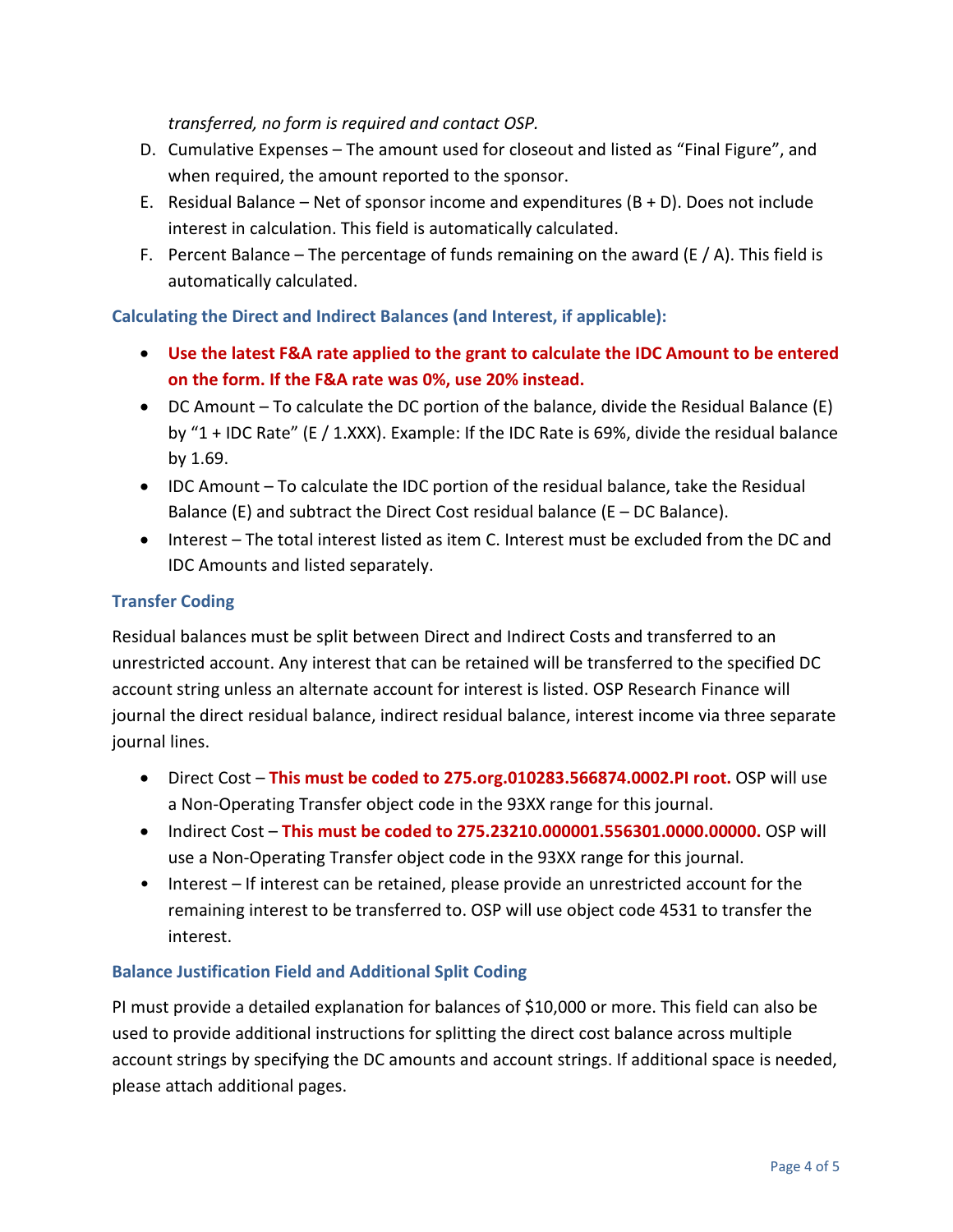*transferred, no form is required and contact OSP.*

D. Cumulative Expenses – The amount used for closeout and listed as "Final Figure", and when required, the amount reported to the sponsor.
E. Residual Balance – Net of sponsor income and expenditures (B + D). Does not include interest in calculation. This field is automatically calculated.
F. Percent Balance – The percentage of funds remaining on the award (E / A). This field is automatically calculated.

### Calculating the Direct and Indirect Balances (and Interest, if applicable):

- **Use the latest F&A rate applied to the grant to calculate the IDC Amount to be entered on the form. If the F&A rate was 0%, use 20% instead.**
- DC Amount – To calculate the DC portion of the balance, divide the Residual Balance (E) by "1 + IDC Rate" (E / 1.XXX). Example: If the IDC Rate is 69%, divide the residual balance by 1.69.
- IDC Amount – To calculate the IDC portion of the residual balance, take the Residual Balance (E) and subtract the Direct Cost residual balance (E – DC Balance).
- Interest – The total interest listed as item C. Interest must be excluded from the DC and IDC Amounts and listed separately.

### Transfer Coding

Residual balances must be split between Direct and Indirect Costs and transferred to an unrestricted account. Any interest that can be retained will be transferred to the specified DC account string unless an alternate account for interest is listed. OSP Research Finance will journal the direct residual balance, indirect residual balance, interest income via three separate journal lines.

- Direct Cost – **This must be coded to 275.org.010283.566874.0002.PI root.** OSP will use a Non-Operating Transfer object code in the 93XX range for this journal.
- Indirect Cost – **This must be coded to 275.23210.000001.556301.0000.00000.** OSP will use a Non-Operating Transfer object code in the 93XX range for this journal.
- Interest – If interest can be retained, please provide an unrestricted account for the remaining interest to be transferred to. OSP will use object code 4531 to transfer the interest.

### Balance Justification Field and Additional Split Coding

PI must provide a detailed explanation for balances of $10,000 or more. This field can also be used to provide additional instructions for splitting the direct cost balance across multiple account strings by specifying the DC amounts and account strings. If additional space is needed, please attach additional pages.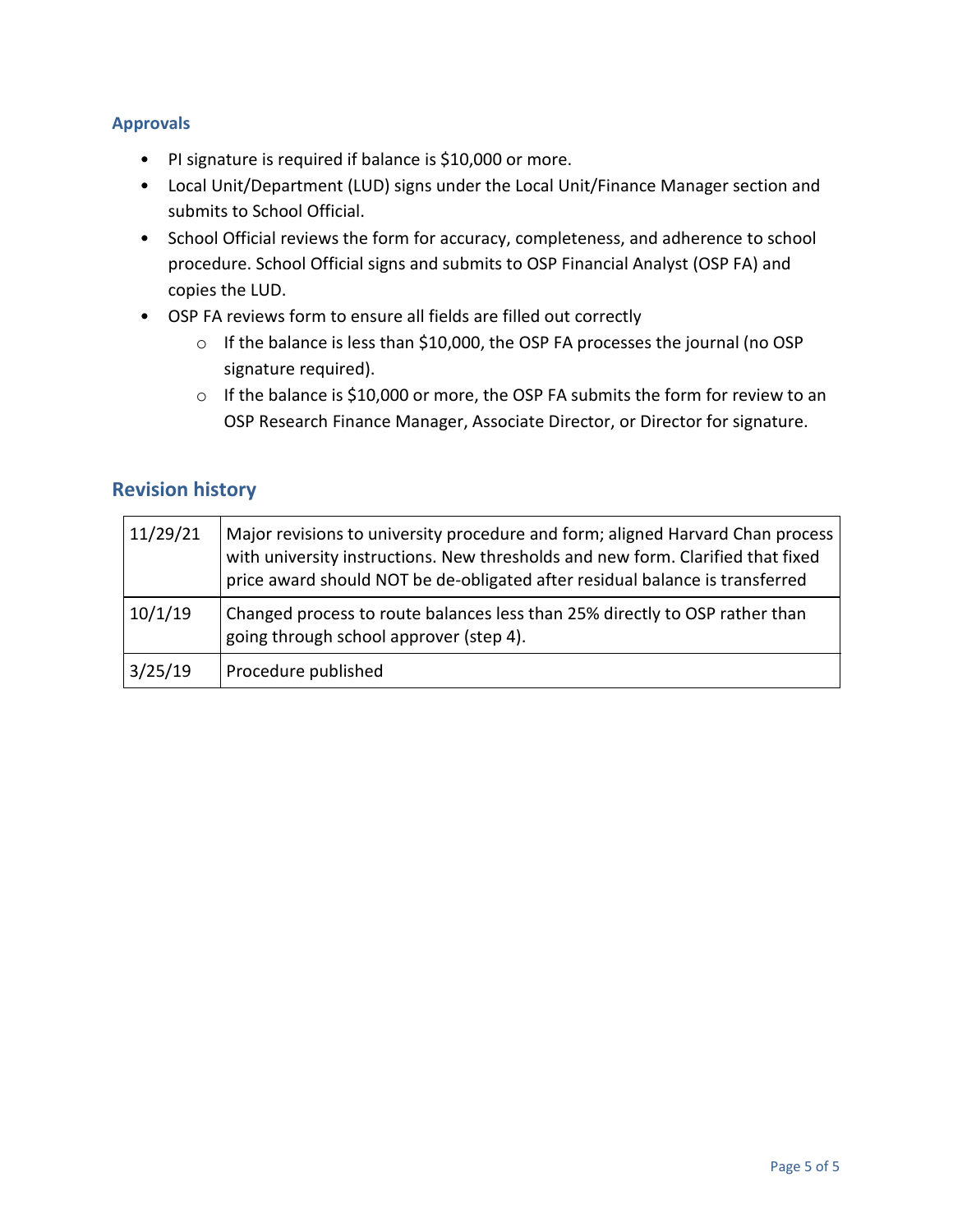### Approvals

- PI signature is required if balance is $10,000 or more.
- Local Unit/Department (LUD) signs under the Local Unit/Finance Manager section and submits to School Official.
- School Official reviews the form for accuracy, completeness, and adherence to school procedure. School Official signs and submits to OSP Financial Analyst (OSP FA) and copies the LUD.
- OSP FA reviews form to ensure all fields are filled out correctly
  - If the balance is less than $10,000, the OSP FA processes the journal (no OSP signature required).
  - If the balance is $10,000 or more, the OSP FA submits the form for review to an OSP Research Finance Manager, Associate Director, or Director for signature.

## Revision history

| | |
|---|---|
| 11/29/21 | Major revisions to university procedure and form; aligned Harvard Chan process with university instructions. New thresholds and new form. Clarified that fixed price award should NOT be de-obligated after residual balance is transferred |
| 10/1/19 | Changed process to route balances less than 25% directly to OSP rather than going through school approver (step 4). |
| 3/25/19 | Procedure published |